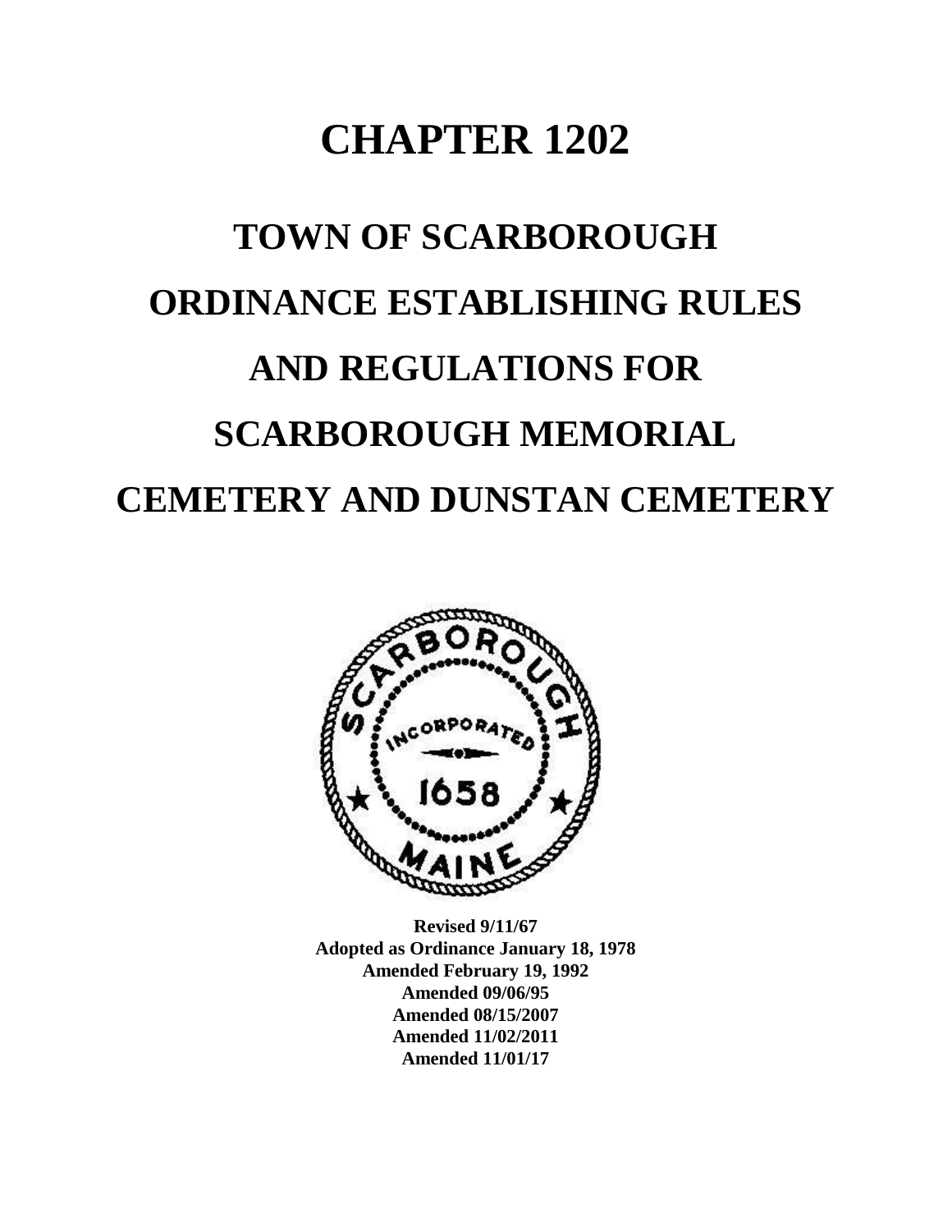# CHAPTER 1202

# TOWN OF SCARBOROUGH ORDINANCE ESTABLISHING RULES AND REGULATIONS FOR SCARBOROUGH MEMORIAL CEMETERY AND DUNSTAN CEMETERY

**Revised 9/11/67**
**Adopted as Ordinance January 18, 1978**
**Amended February 19, 1992**
**Amended 09/06/95**
**Amended 08/15/2007**
**Amended 11/02/2011**
**Amended 11/01/17**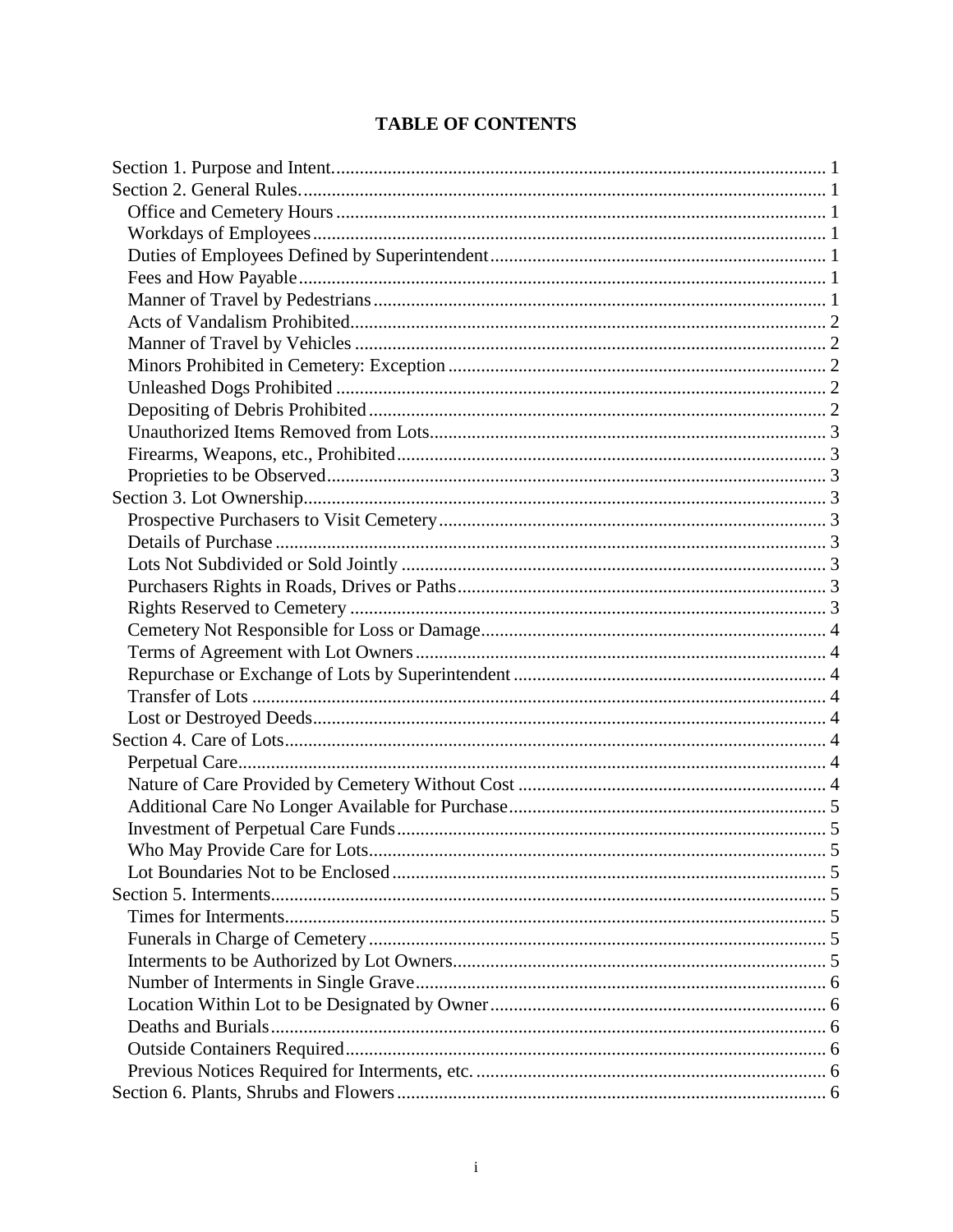# TABLE OF CONTENTS

Section 1. Purpose and Intent. 1
Section 2. General Rules. 1
- Office and Cemetery Hours 1
- Workdays of Employees 1
- Duties of Employees Defined by Superintendent 1
- Fees and How Payable 1
- Manner of Travel by Pedestrians 1
- Acts of Vandalism Prohibited 2
- Manner of Travel by Vehicles 2
- Minors Prohibited in Cemetery: Exception 2
- Unleashed Dogs Prohibited 2
- Depositing of Debris Prohibited 2
- Unauthorized Items Removed from Lots 3
- Firearms, Weapons, etc., Prohibited 3
- Proprieties to be Observed 3

Section 3. Lot Ownership 3
- Prospective Purchasers to Visit Cemetery 3
- Details of Purchase 3
- Lots Not Subdivided or Sold Jointly 3
- Purchasers Rights in Roads, Drives or Paths 3
- Rights Reserved to Cemetery 3
- Cemetery Not Responsible for Loss or Damage 4
- Terms of Agreement with Lot Owners 4
- Repurchase or Exchange of Lots by Superintendent 4
- Transfer of Lots 4
- Lost or Destroyed Deeds 4

Section 4. Care of Lots 4
- Perpetual Care 4
- Nature of Care Provided by Cemetery Without Cost 4
- Additional Care No Longer Available for Purchase 5
- Investment of Perpetual Care Funds 5
- Who May Provide Care for Lots 5
- Lot Boundaries Not to be Enclosed 5

Section 5. Interments 5
- Times for Interments 5
- Funerals in Charge of Cemetery 5
- Interments to be Authorized by Lot Owners 5
- Number of Interments in Single Grave 6
- Location Within Lot to be Designated by Owner 6
- Deaths and Burials 6
- Outside Containers Required 6
- Previous Notices Required for Interments, etc. 6

Section 6. Plants, Shrubs and Flowers 6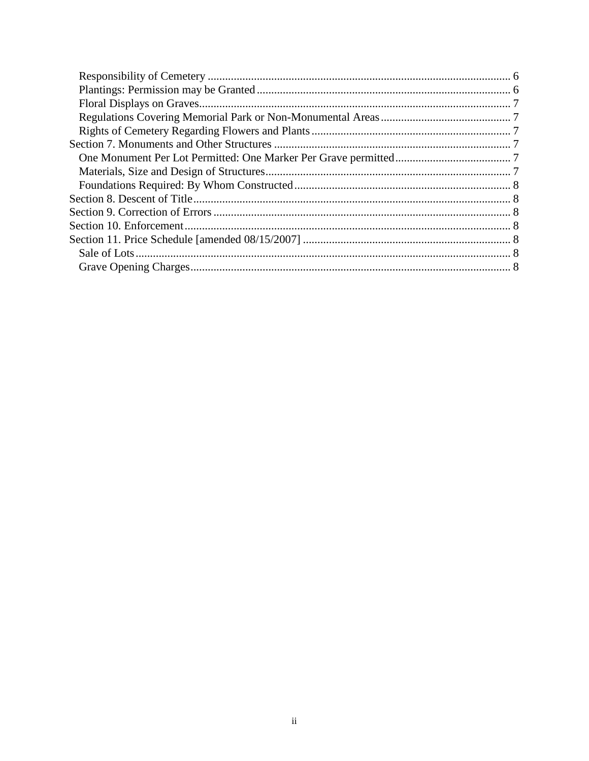- Responsibility of Cemetery ........................................................................................................ 6
- Plantings: Permission may be Granted ....................................................................................... 6
- Floral Displays on Graves ........................................................................................................... 7
- Regulations Covering Memorial Park or Non-Monumental Areas ............................................. 7
- Rights of Cemetery Regarding Flowers and Plants .................................................................... 7

Section 7. Monuments and Other Structures .................................................................................. 7

- One Monument Per Lot Permitted: One Marker Per Grave permitted ........................................ 7
- Materials, Size and Design of Structures .................................................................................... 7
- Foundations Required: By Whom Constructed ........................................................................... 8

Section 8. Descent of Title ............................................................................................................. 8

Section 9. Correction of Errors ....................................................................................................... 8

Section 10. Enforcement ................................................................................................................. 8

Section 11. Price Schedule [amended 08/15/2007] ........................................................................ 8

- Sale of Lots .................................................................................................................................. 8
- Grave Opening Charges ............................................................................................................... 8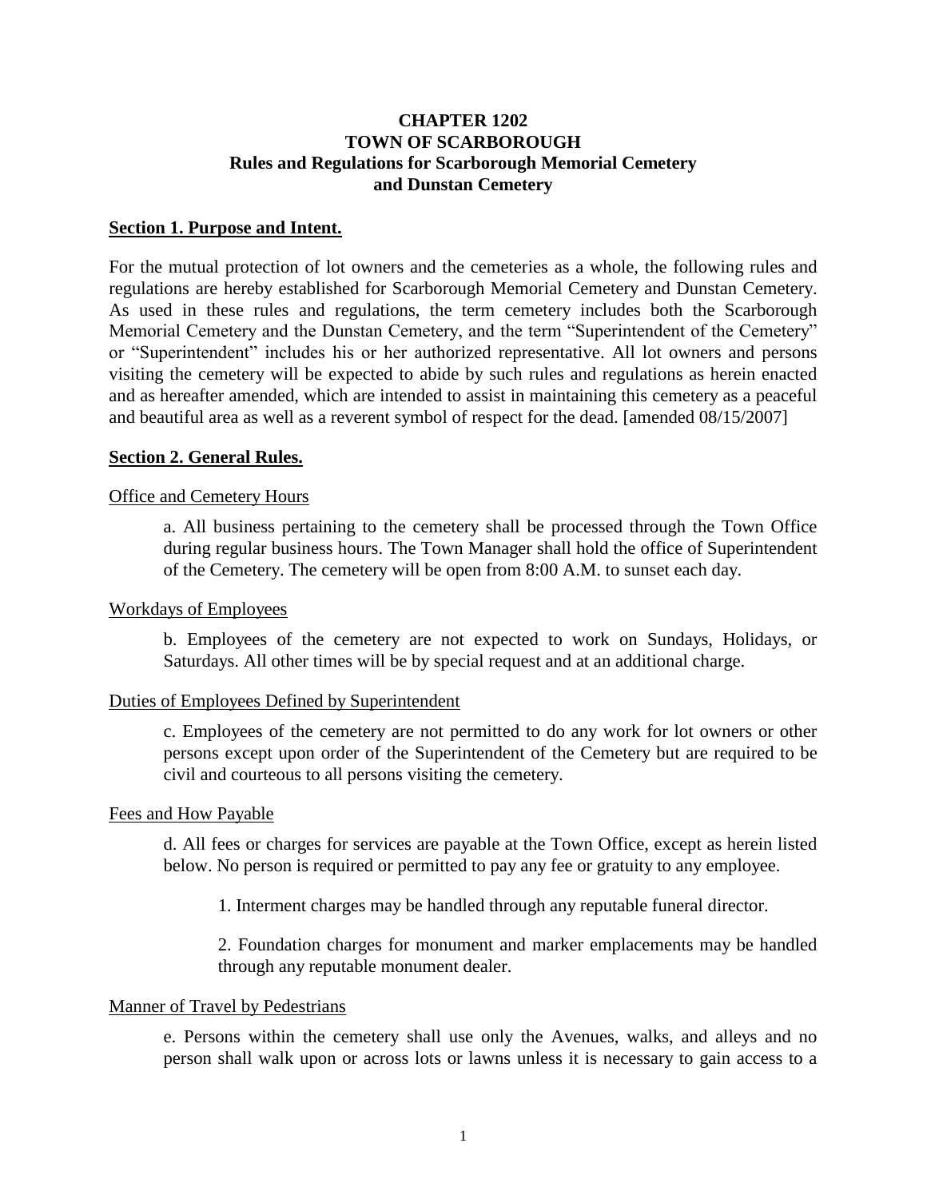# CHAPTER 1202
# TOWN OF SCARBOROUGH
## Rules and Regulations for Scarborough Memorial Cemetery and Dunstan Cemetery

### Section 1. Purpose and Intent.

For the mutual protection of lot owners and the cemeteries as a whole, the following rules and regulations are hereby established for Scarborough Memorial Cemetery and Dunstan Cemetery. As used in these rules and regulations, the term cemetery includes both the Scarborough Memorial Cemetery and the Dunstan Cemetery, and the term "Superintendent of the Cemetery" or "Superintendent" includes his or her authorized representative. All lot owners and persons visiting the cemetery will be expected to abide by such rules and regulations as herein enacted and as hereafter amended, which are intended to assist in maintaining this cemetery as a peaceful and beautiful area as well as a reverent symbol of respect for the dead. [amended 08/15/2007]

### Section 2. General Rules.

Office and Cemetery Hours

a. All business pertaining to the cemetery shall be processed through the Town Office during regular business hours. The Town Manager shall hold the office of Superintendent of the Cemetery. The cemetery will be open from 8:00 A.M. to sunset each day.

Workdays of Employees

b. Employees of the cemetery are not expected to work on Sundays, Holidays, or Saturdays. All other times will be by special request and at an additional charge.

Duties of Employees Defined by Superintendent

c. Employees of the cemetery are not permitted to do any work for lot owners or other persons except upon order of the Superintendent of the Cemetery but are required to be civil and courteous to all persons visiting the cemetery.

Fees and How Payable

d. All fees or charges for services are payable at the Town Office, except as herein listed below. No person is required or permitted to pay any fee or gratuity to any employee.

1. Interment charges may be handled through any reputable funeral director.

2. Foundation charges for monument and marker emplacements may be handled through any reputable monument dealer.

Manner of Travel by Pedestrians

e. Persons within the cemetery shall use only the Avenues, walks, and alleys and no person shall walk upon or across lots or lawns unless it is necessary to gain access to a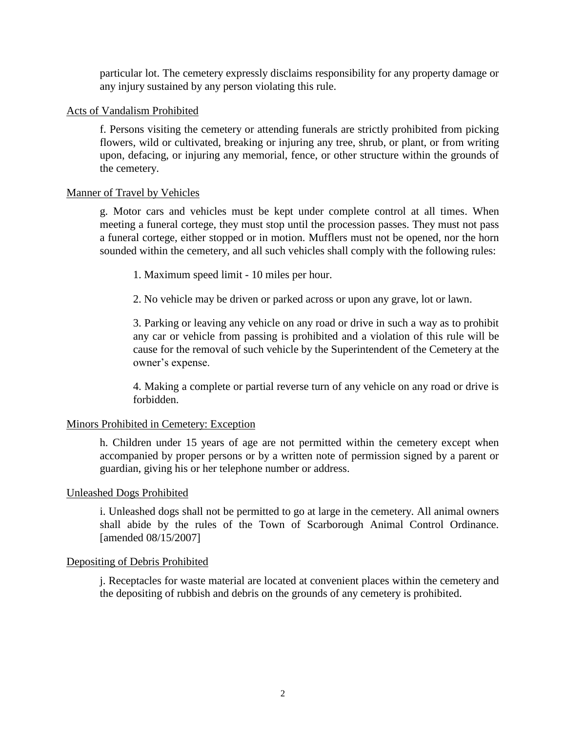particular lot. The cemetery expressly disclaims responsibility for any property damage or any injury sustained by any person violating this rule.

Acts of Vandalism Prohibited

f. Persons visiting the cemetery or attending funerals are strictly prohibited from picking flowers, wild or cultivated, breaking or injuring any tree, shrub, or plant, or from writing upon, defacing, or injuring any memorial, fence, or other structure within the grounds of the cemetery.

Manner of Travel by Vehicles

g. Motor cars and vehicles must be kept under complete control at all times. When meeting a funeral cortege, they must stop until the procession passes. They must not pass a funeral cortege, either stopped or in motion. Mufflers must not be opened, nor the horn sounded within the cemetery, and all such vehicles shall comply with the following rules:

1. Maximum speed limit - 10 miles per hour.

2. No vehicle may be driven or parked across or upon any grave, lot or lawn.

3. Parking or leaving any vehicle on any road or drive in such a way as to prohibit any car or vehicle from passing is prohibited and a violation of this rule will be cause for the removal of such vehicle by the Superintendent of the Cemetery at the owner's expense.

4. Making a complete or partial reverse turn of any vehicle on any road or drive is forbidden.

Minors Prohibited in Cemetery: Exception

h. Children under 15 years of age are not permitted within the cemetery except when accompanied by proper persons or by a written note of permission signed by a parent or guardian, giving his or her telephone number or address.

Unleashed Dogs Prohibited

i. Unleashed dogs shall not be permitted to go at large in the cemetery. All animal owners shall abide by the rules of the Town of Scarborough Animal Control Ordinance. [amended 08/15/2007]

Depositing of Debris Prohibited

j. Receptacles for waste material are located at convenient places within the cemetery and the depositing of rubbish and debris on the grounds of any cemetery is prohibited.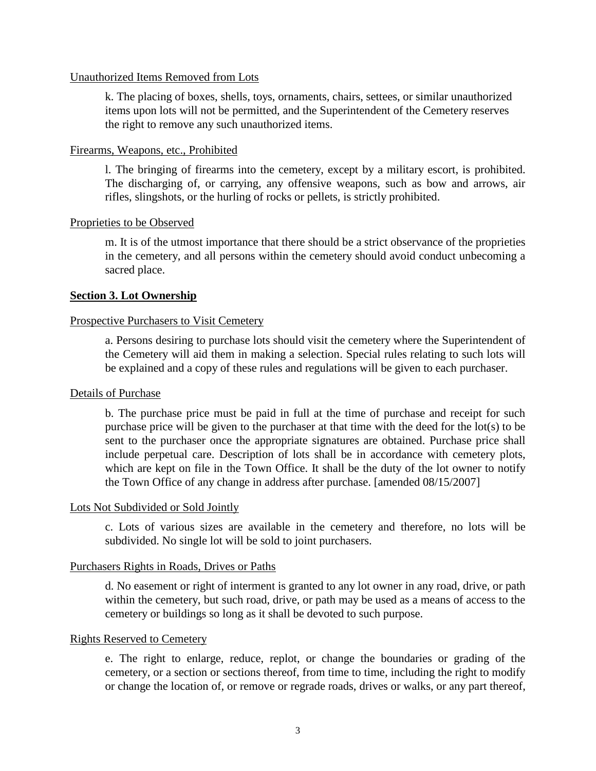Unauthorized Items Removed from Lots

k. The placing of boxes, shells, toys, ornaments, chairs, settees, or similar unauthorized items upon lots will not be permitted, and the Superintendent of the Cemetery reserves the right to remove any such unauthorized items.

Firearms, Weapons, etc., Prohibited

l. The bringing of firearms into the cemetery, except by a military escort, is prohibited. The discharging of, or carrying, any offensive weapons, such as bow and arrows, air rifles, slingshots, or the hurling of rocks or pellets, is strictly prohibited.

Proprieties to be Observed

m. It is of the utmost importance that there should be a strict observance of the proprieties in the cemetery, and all persons within the cemetery should avoid conduct unbecoming a sacred place.

## Section 3. Lot Ownership

Prospective Purchasers to Visit Cemetery

a. Persons desiring to purchase lots should visit the cemetery where the Superintendent of the Cemetery will aid them in making a selection. Special rules relating to such lots will be explained and a copy of these rules and regulations will be given to each purchaser.

Details of Purchase

b. The purchase price must be paid in full at the time of purchase and receipt for such purchase price will be given to the purchaser at that time with the deed for the lot(s) to be sent to the purchaser once the appropriate signatures are obtained. Purchase price shall include perpetual care. Description of lots shall be in accordance with cemetery plots, which are kept on file in the Town Office. It shall be the duty of the lot owner to notify the Town Office of any change in address after purchase. [amended 08/15/2007]

Lots Not Subdivided or Sold Jointly

c. Lots of various sizes are available in the cemetery and therefore, no lots will be subdivided. No single lot will be sold to joint purchasers.

Purchasers Rights in Roads, Drives or Paths

d. No easement or right of interment is granted to any lot owner in any road, drive, or path within the cemetery, but such road, drive, or path may be used as a means of access to the cemetery or buildings so long as it shall be devoted to such purpose.

Rights Reserved to Cemetery

e. The right to enlarge, reduce, replot, or change the boundaries or grading of the cemetery, or a section or sections thereof, from time to time, including the right to modify or change the location of, or remove or regrade roads, drives or walks, or any part thereof,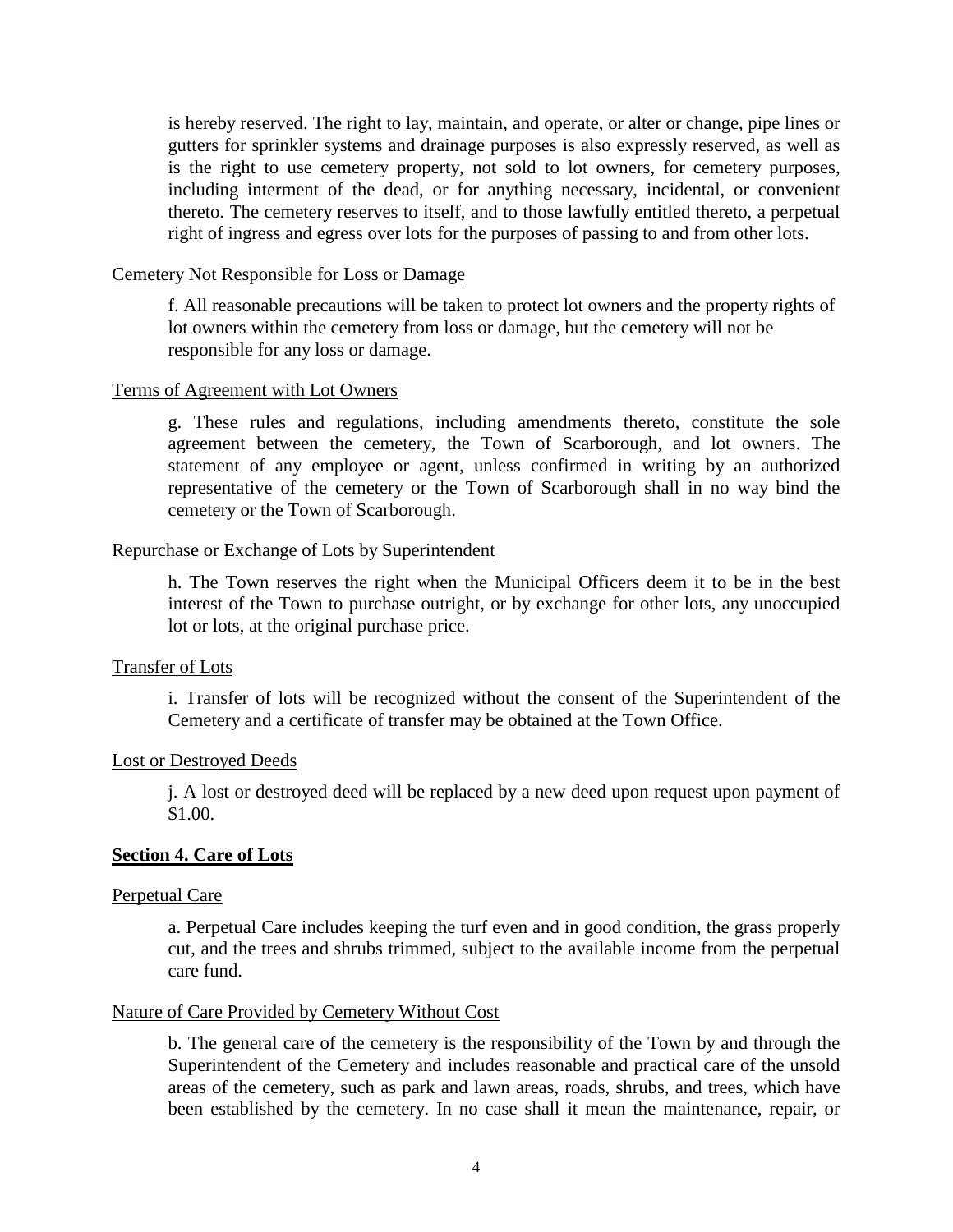is hereby reserved. The right to lay, maintain, and operate, or alter or change, pipe lines or gutters for sprinkler systems and drainage purposes is also expressly reserved, as well as is the right to use cemetery property, not sold to lot owners, for cemetery purposes, including interment of the dead, or for anything necessary, incidental, or convenient thereto. The cemetery reserves to itself, and to those lawfully entitled thereto, a perpetual right of ingress and egress over lots for the purposes of passing to and from other lots.

Cemetery Not Responsible for Loss or Damage

f. All reasonable precautions will be taken to protect lot owners and the property rights of lot owners within the cemetery from loss or damage, but the cemetery will not be responsible for any loss or damage.

Terms of Agreement with Lot Owners

g. These rules and regulations, including amendments thereto, constitute the sole agreement between the cemetery, the Town of Scarborough, and lot owners. The statement of any employee or agent, unless confirmed in writing by an authorized representative of the cemetery or the Town of Scarborough shall in no way bind the cemetery or the Town of Scarborough.

Repurchase or Exchange of Lots by Superintendent

h. The Town reserves the right when the Municipal Officers deem it to be in the best interest of the Town to purchase outright, or by exchange for other lots, any unoccupied lot or lots, at the original purchase price.

Transfer of Lots

i. Transfer of lots will be recognized without the consent of the Superintendent of the Cemetery and a certificate of transfer may be obtained at the Town Office.

Lost or Destroyed Deeds

j. A lost or destroyed deed will be replaced by a new deed upon request upon payment of $1.00.

## Section 4. Care of Lots

Perpetual Care

a. Perpetual Care includes keeping the turf even and in good condition, the grass properly cut, and the trees and shrubs trimmed, subject to the available income from the perpetual care fund.

Nature of Care Provided by Cemetery Without Cost

b. The general care of the cemetery is the responsibility of the Town by and through the Superintendent of the Cemetery and includes reasonable and practical care of the unsold areas of the cemetery, such as park and lawn areas, roads, shrubs, and trees, which have been established by the cemetery. In no case shall it mean the maintenance, repair, or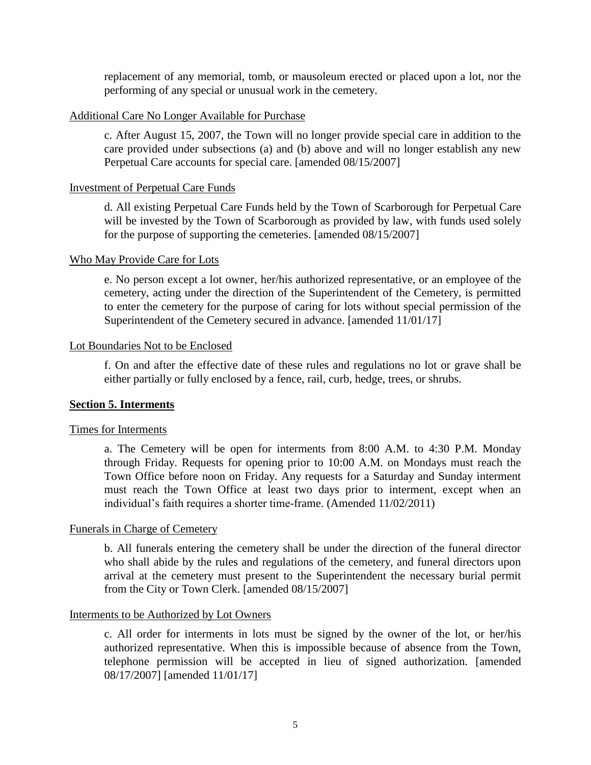replacement of any memorial, tomb, or mausoleum erected or placed upon a lot, nor the performing of any special or unusual work in the cemetery.

Additional Care No Longer Available for Purchase

c. After August 15, 2007, the Town will no longer provide special care in addition to the care provided under subsections (a) and (b) above and will no longer establish any new Perpetual Care accounts for special care. [amended 08/15/2007]

Investment of Perpetual Care Funds

d. All existing Perpetual Care Funds held by the Town of Scarborough for Perpetual Care will be invested by the Town of Scarborough as provided by law, with funds used solely for the purpose of supporting the cemeteries. [amended 08/15/2007]

Who May Provide Care for Lots

e. No person except a lot owner, her/his authorized representative, or an employee of the cemetery, acting under the direction of the Superintendent of the Cemetery, is permitted to enter the cemetery for the purpose of caring for lots without special permission of the Superintendent of the Cemetery secured in advance. [amended 11/01/17]

Lot Boundaries Not to be Enclosed

f. On and after the effective date of these rules and regulations no lot or grave shall be either partially or fully enclosed by a fence, rail, curb, hedge, trees, or shrubs.

## Section 5. Interments

Times for Interments

a. The Cemetery will be open for interments from 8:00 A.M. to 4:30 P.M. Monday through Friday. Requests for opening prior to 10:00 A.M. on Mondays must reach the Town Office before noon on Friday. Any requests for a Saturday and Sunday interment must reach the Town Office at least two days prior to interment, except when an individual's faith requires a shorter time-frame. (Amended 11/02/2011)

Funerals in Charge of Cemetery

b. All funerals entering the cemetery shall be under the direction of the funeral director who shall abide by the rules and regulations of the cemetery, and funeral directors upon arrival at the cemetery must present to the Superintendent the necessary burial permit from the City or Town Clerk. [amended 08/15/2007]

Interments to be Authorized by Lot Owners

c. All order for interments in lots must be signed by the owner of the lot, or her/his authorized representative. When this is impossible because of absence from the Town, telephone permission will be accepted in lieu of signed authorization. [amended 08/17/2007] [amended 11/01/17]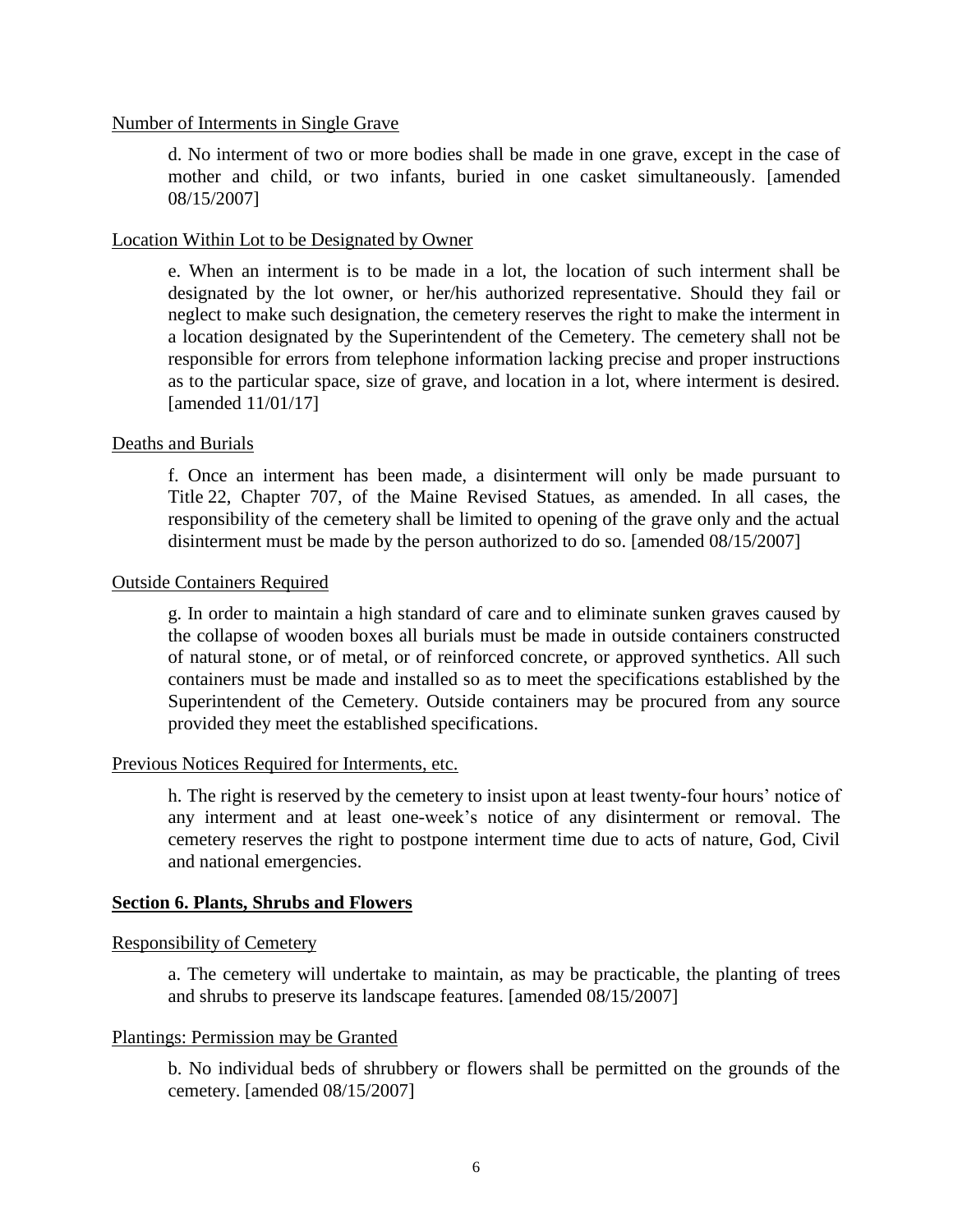Number of Interments in Single Grave

d. No interment of two or more bodies shall be made in one grave, except in the case of mother and child, or two infants, buried in one casket simultaneously. [amended 08/15/2007]

Location Within Lot to be Designated by Owner

e. When an interment is to be made in a lot, the location of such interment shall be designated by the lot owner, or her/his authorized representative. Should they fail or neglect to make such designation, the cemetery reserves the right to make the interment in a location designated by the Superintendent of the Cemetery. The cemetery shall not be responsible for errors from telephone information lacking precise and proper instructions as to the particular space, size of grave, and location in a lot, where interment is desired. [amended 11/01/17]

Deaths and Burials

f. Once an interment has been made, a disinterment will only be made pursuant to Title 22, Chapter 707, of the Maine Revised Statues, as amended. In all cases, the responsibility of the cemetery shall be limited to opening of the grave only and the actual disinterment must be made by the person authorized to do so. [amended 08/15/2007]

Outside Containers Required

g. In order to maintain a high standard of care and to eliminate sunken graves caused by the collapse of wooden boxes all burials must be made in outside containers constructed of natural stone, or of metal, or of reinforced concrete, or approved synthetics. All such containers must be made and installed so as to meet the specifications established by the Superintendent of the Cemetery. Outside containers may be procured from any source provided they meet the established specifications.

Previous Notices Required for Interments, etc.

h. The right is reserved by the cemetery to insist upon at least twenty-four hours' notice of any interment and at least one-week's notice of any disinterment or removal. The cemetery reserves the right to postpone interment time due to acts of nature, God, Civil and national emergencies.

## Section 6. Plants, Shrubs and Flowers

Responsibility of Cemetery

a. The cemetery will undertake to maintain, as may be practicable, the planting of trees and shrubs to preserve its landscape features. [amended 08/15/2007]

Plantings: Permission may be Granted

b. No individual beds of shrubbery or flowers shall be permitted on the grounds of the cemetery. [amended 08/15/2007]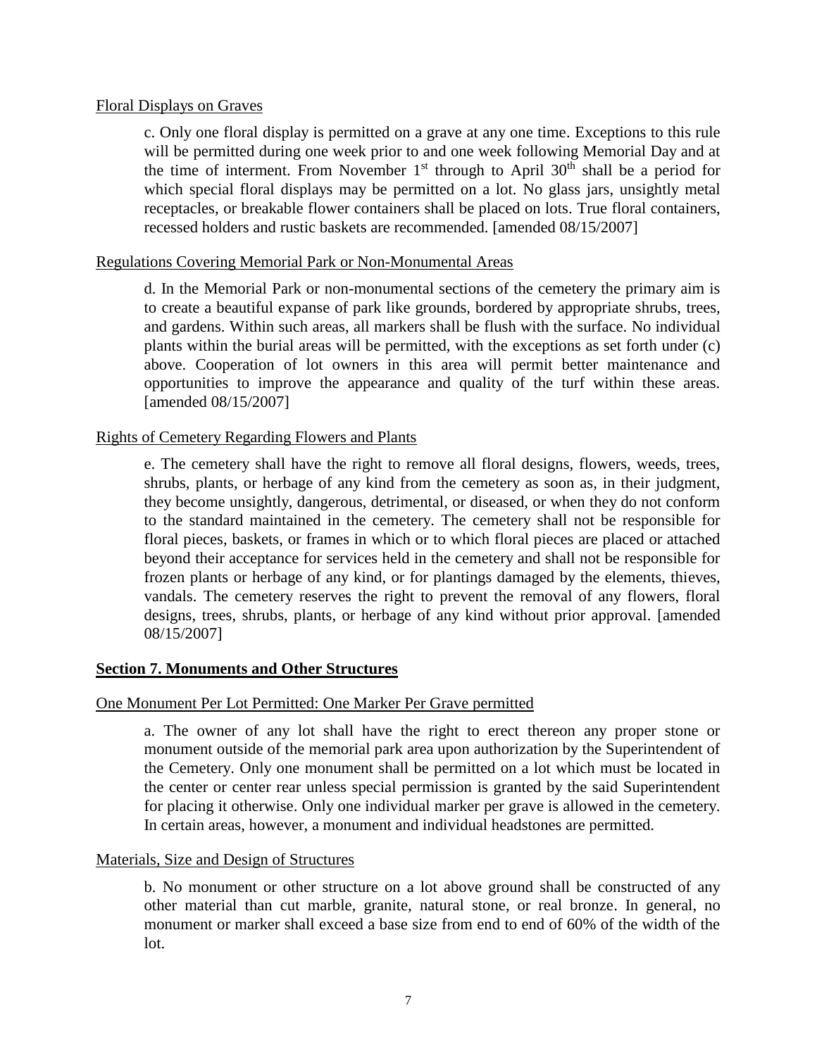Floral Displays on Graves

c. Only one floral display is permitted on a grave at any one time. Exceptions to this rule will be permitted during one week prior to and one week following Memorial Day and at the time of interment. From November 1st through to April 30th shall be a period for which special floral displays may be permitted on a lot. No glass jars, unsightly metal receptacles, or breakable flower containers shall be placed on lots. True floral containers, recessed holders and rustic baskets are recommended. [amended 08/15/2007]

Regulations Covering Memorial Park or Non-Monumental Areas

d. In the Memorial Park or non-monumental sections of the cemetery the primary aim is to create a beautiful expanse of park like grounds, bordered by appropriate shrubs, trees, and gardens. Within such areas, all markers shall be flush with the surface. No individual plants within the burial areas will be permitted, with the exceptions as set forth under (c) above. Cooperation of lot owners in this area will permit better maintenance and opportunities to improve the appearance and quality of the turf within these areas. [amended 08/15/2007]

Rights of Cemetery Regarding Flowers and Plants

e. The cemetery shall have the right to remove all floral designs, flowers, weeds, trees, shrubs, plants, or herbage of any kind from the cemetery as soon as, in their judgment, they become unsightly, dangerous, detrimental, or diseased, or when they do not conform to the standard maintained in the cemetery. The cemetery shall not be responsible for floral pieces, baskets, or frames in which or to which floral pieces are placed or attached beyond their acceptance for services held in the cemetery and shall not be responsible for frozen plants or herbage of any kind, or for plantings damaged by the elements, thieves, vandals. The cemetery reserves the right to prevent the removal of any flowers, floral designs, trees, shrubs, plants, or herbage of any kind without prior approval. [amended 08/15/2007]

**Section 7. Monuments and Other Structures**

One Monument Per Lot Permitted: One Marker Per Grave permitted

a. The owner of any lot shall have the right to erect thereon any proper stone or monument outside of the memorial park area upon authorization by the Superintendent of the Cemetery. Only one monument shall be permitted on a lot which must be located in the center or center rear unless special permission is granted by the said Superintendent for placing it otherwise. Only one individual marker per grave is allowed in the cemetery. In certain areas, however, a monument and individual headstones are permitted.

Materials, Size and Design of Structures

b. No monument or other structure on a lot above ground shall be constructed of any other material than cut marble, granite, natural stone, or real bronze. In general, no monument or marker shall exceed a base size from end to end of 60% of the width of the lot.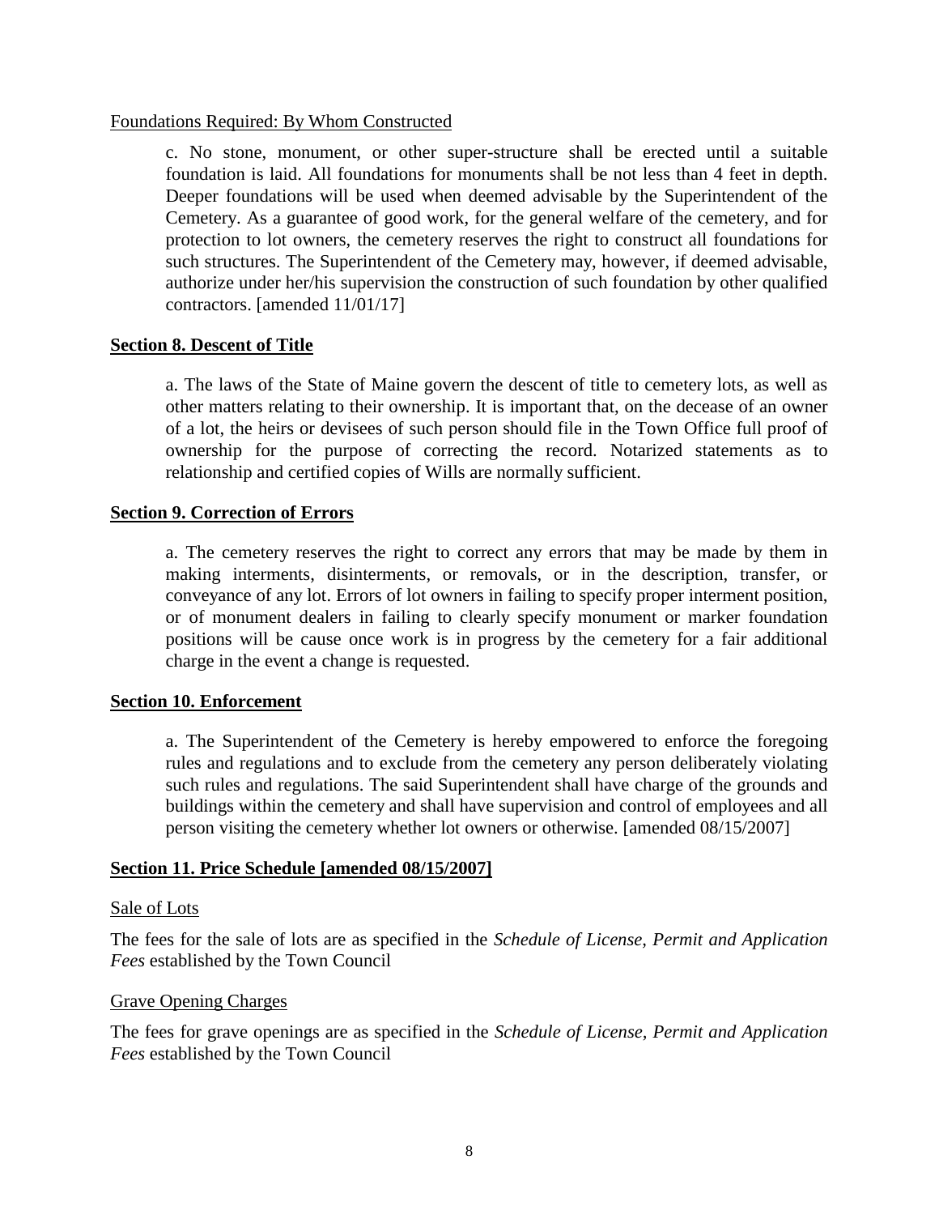Foundations Required: By Whom Constructed

c. No stone, monument, or other super-structure shall be erected until a suitable foundation is laid. All foundations for monuments shall be not less than 4 feet in depth. Deeper foundations will be used when deemed advisable by the Superintendent of the Cemetery. As a guarantee of good work, for the general welfare of the cemetery, and for protection to lot owners, the cemetery reserves the right to construct all foundations for such structures. The Superintendent of the Cemetery may, however, if deemed advisable, authorize under her/his supervision the construction of such foundation by other qualified contractors. [amended 11/01/17]

**Section 8. Descent of Title**

a. The laws of the State of Maine govern the descent of title to cemetery lots, as well as other matters relating to their ownership. It is important that, on the decease of an owner of a lot, the heirs or devisees of such person should file in the Town Office full proof of ownership for the purpose of correcting the record. Notarized statements as to relationship and certified copies of Wills are normally sufficient.

**Section 9. Correction of Errors**

a. The cemetery reserves the right to correct any errors that may be made by them in making interments, disinterments, or removals, or in the description, transfer, or conveyance of any lot. Errors of lot owners in failing to specify proper interment position, or of monument dealers in failing to clearly specify monument or marker foundation positions will be cause once work is in progress by the cemetery for a fair additional charge in the event a change is requested.

**Section 10. Enforcement**

a. The Superintendent of the Cemetery is hereby empowered to enforce the foregoing rules and regulations and to exclude from the cemetery any person deliberately violating such rules and regulations. The said Superintendent shall have charge of the grounds and buildings within the cemetery and shall have supervision and control of employees and all person visiting the cemetery whether lot owners or otherwise. [amended 08/15/2007]

**Section 11. Price Schedule [amended 08/15/2007]**

Sale of Lots

The fees for the sale of lots are as specified in the *Schedule of License, Permit and Application Fees* established by the Town Council

Grave Opening Charges

The fees for grave openings are as specified in the *Schedule of License, Permit and Application Fees* established by the Town Council